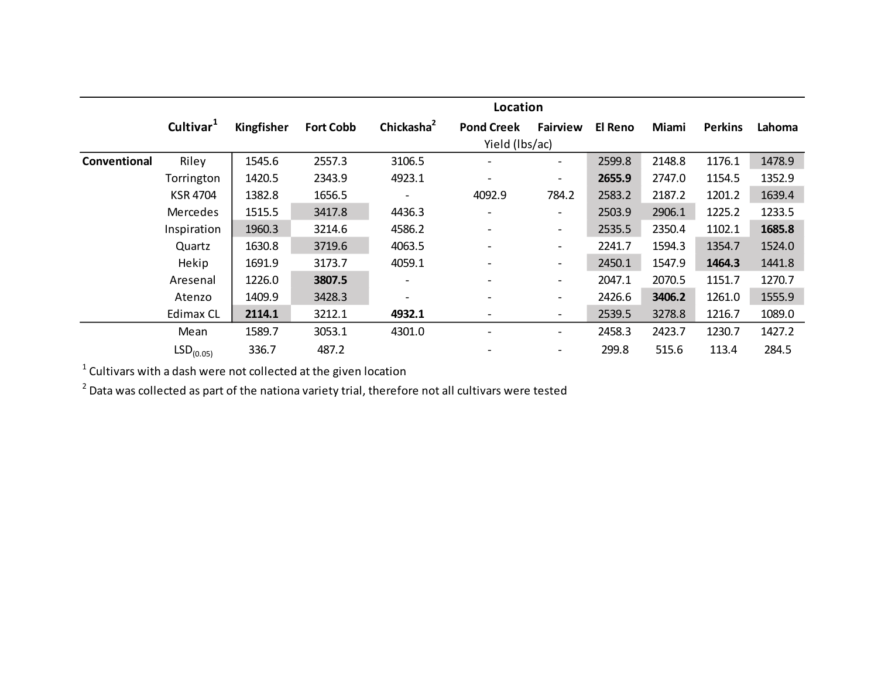| | Cultivar[1] | Kingfisher | Fort Cobb | Chickasha[2] | Pond Creek | Fairview | El Reno | Miami | Perkins | Lahoma |
|---|---|---|---|---|---|---|---|---|---|---|
| | | Location | | | | | | | | |
| | | Yield (lbs/ac) | | | | | | | | |
| **Conventional** | Riley | 1545.6 | 2557.3 | 3106.5 | - | - | 2599.8 | 2148.8 | 1176.1 | 1478.9 |
| | Torrington | 1420.5 | 2343.9 | 4923.1 | - | - | **2655.9** | 2747.0 | 1154.5 | 1352.9 |
| | KSR 4704 | 1382.8 | 1656.5 | - | 4092.9 | 784.2 | 2583.2 | 2187.2 | 1201.2 | 1639.4 |
| | Mercedes | 1515.5 | 3417.8 | 4436.3 | - | - | 2503.9 | 2906.1 | 1225.2 | 1233.5 |
| | Inspiration | 1960.3 | 3214.6 | 4586.2 | - | - | 2535.5 | 2350.4 | 1102.1 | **1685.8** |
| | Quartz | 1630.8 | 3719.6 | 4063.5 | - | - | 2241.7 | 1594.3 | 1354.7 | 1524.0 |
| | Hekip | 1691.9 | 3173.7 | 4059.1 | - | - | 2450.1 | 1547.9 | **1464.3** | 1441.8 |
| | Aresenal | 1226.0 | **3807.5** | - | - | - | 2047.1 | 2070.5 | 1151.7 | 1270.7 |
| | Atenzo | 1409.9 | 3428.3 | - | - | - | 2426.6 | **3406.2** | 1261.0 | 1555.9 |
| | Edimax CL | **2114.1** | 3212.1 | **4932.1** | - | - | 2539.5 | 3278.8 | 1216.7 | 1089.0 |
| | Mean | 1589.7 | 3053.1 | 4301.0 | - | - | 2458.3 | 2423.7 | 1230.7 | 1427.2 |
| | $LSD_{(0.05)}$ | 336.7 | 487.2 | | - | - | 299.8 | 515.6 | 113.4 | 284.5 |

[1] Cultivars with a dash were not collected at the given location

[2] Data was collected as part of the nationa variety trial, therefore not all cultivars were tested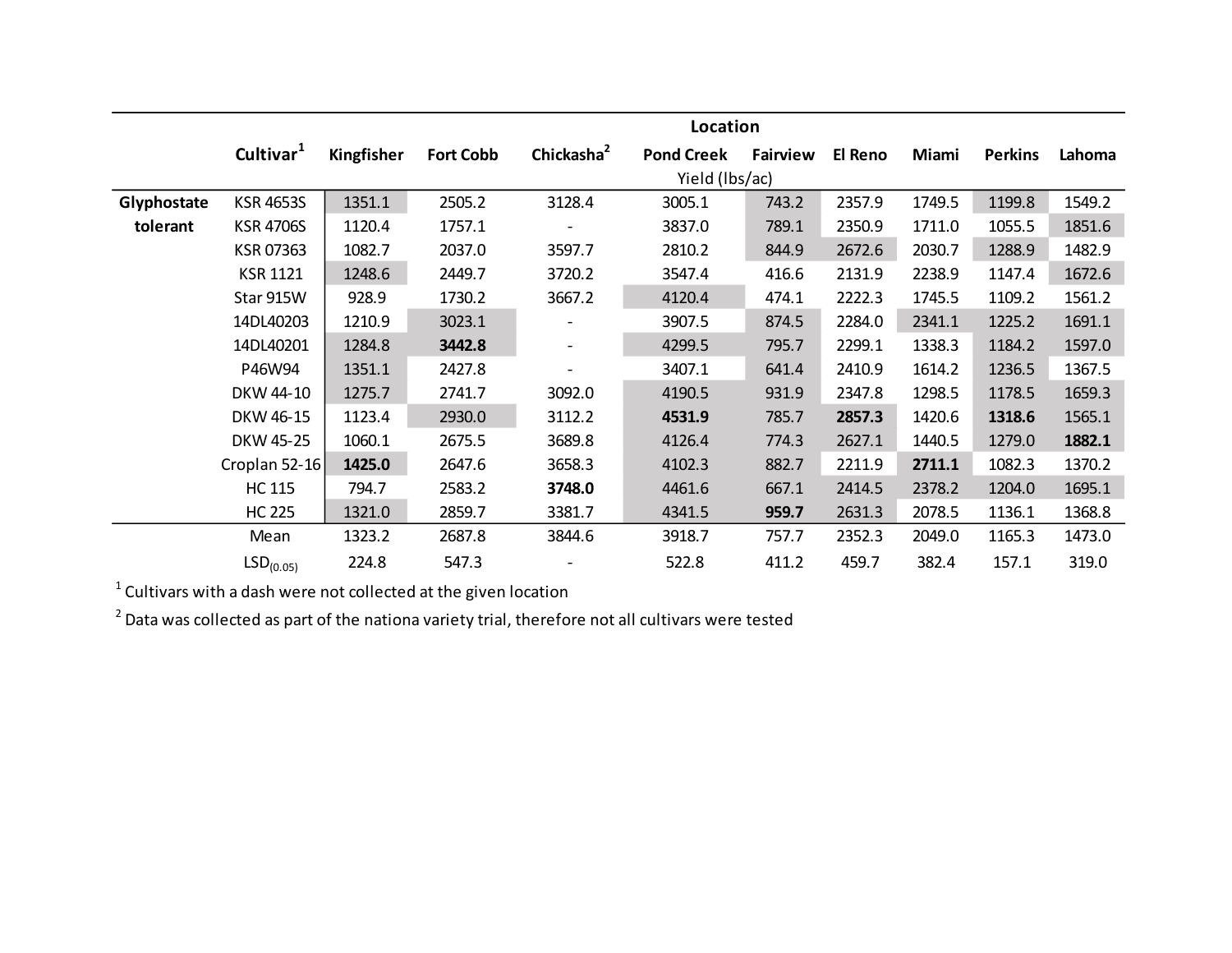| | Cultivar[1] | Location | | | | | | | | |
|---|---|---|---|---|---|---|---|---|---|---|
| | | Kingfisher | Fort Cobb | Chickasha[2] | Pond Creek | Fairview | El Reno | Miami | Perkins | Lahoma |
| | | Yield (lbs/ac) | | | | | | | | |
| Glyphostate tolerant | KSR 4653S | 1351.1 | 2505.2 | 3128.4 | 3005.1 | 743.2 | 2357.9 | 1749.5 | 1199.8 | 1549.2 |
| | KSR 4706S | 1120.4 | 1757.1 | - | 3837.0 | 789.1 | 2350.9 | 1711.0 | 1055.5 | 1851.6 |
| | KSR 07363 | 1082.7 | 2037.0 | 3597.7 | 2810.2 | 844.9 | 2672.6 | 2030.7 | 1288.9 | 1482.9 |
| | KSR 1121 | 1248.6 | 2449.7 | 3720.2 | 3547.4 | 416.6 | 2131.9 | 2238.9 | 1147.4 | 1672.6 |
| | Star 915W | 928.9 | 1730.2 | 3667.2 | 4120.4 | 474.1 | 2222.3 | 1745.5 | 1109.2 | 1561.2 |
| | 14DL40203 | 1210.9 | 3023.1 | - | 3907.5 | 874.5 | 2284.0 | 2341.1 | 1225.2 | 1691.1 |
| | 14DL40201 | 1284.8 | **3442.8** | - | 4299.5 | 795.7 | 2299.1 | 1338.3 | 1184.2 | 1597.0 |
| | P46W94 | 1351.1 | 2427.8 | - | 3407.1 | 641.4 | 2410.9 | 1614.2 | 1236.5 | 1367.5 |
| | DKW 44-10 | 1275.7 | 2741.7 | 3092.0 | 4190.5 | 931.9 | 2347.8 | 1298.5 | 1178.5 | 1659.3 |
| | DKW 46-15 | 1123.4 | 2930.0 | 3112.2 | **4531.9** | 785.7 | **2857.3** | 1420.6 | **1318.6** | 1565.1 |
| | DKW 45-25 | 1060.1 | 2675.5 | 3689.8 | 4126.4 | 774.3 | 2627.1 | 1440.5 | 1279.0 | **1882.1** |
| | Croplan 52-16 | **1425.0** | 2647.6 | 3658.3 | 4102.3 | 882.7 | 2211.9 | **2711.1** | 1082.3 | 1370.2 |
| | HC 115 | 794.7 | 2583.2 | **3748.0** | 4461.6 | 667.1 | 2414.5 | 2378.2 | 1204.0 | 1695.1 |
| | HC 225 | 1321.0 | 2859.7 | 3381.7 | 4341.5 | **959.7** | 2631.3 | 2078.5 | 1136.1 | 1368.8 |
| | Mean | 1323.2 | 2687.8 | 3844.6 | 3918.7 | 757.7 | 2352.3 | 2049.0 | 1165.3 | 1473.0 |
| | $LSD_{(0.05)}$ | 224.8 | 547.3 | - | 522.8 | 411.2 | 459.7 | 382.4 | 157.1 | 319.0 |

[1] Cultivars with a dash were not collected at the given location

[2] Data was collected as part of the nationa variety trial, therefore not all cultivars were tested